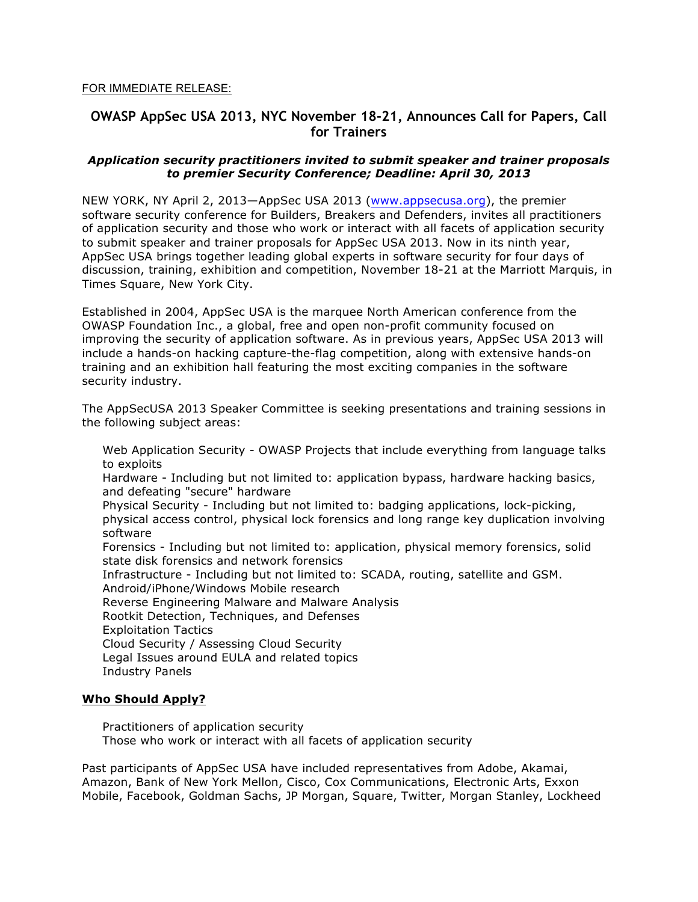FOR IMMEDIATE RELEASE:

# OWASP AppSec USA 2013, NYC November 18-21, Announces Call for Papers, Call for Trainers

***Application security practitioners invited to submit speaker and trainer proposals to premier Security Conference; Deadline: April 30, 2013***

NEW YORK, NY April 2, 2013—AppSec USA 2013 (www.appsecusa.org), the premier software security conference for Builders, Breakers and Defenders, invites all practitioners of application security and those who work or interact with all facets of application security to submit speaker and trainer proposals for AppSec USA 2013. Now in its ninth year, AppSec USA brings together leading global experts in software security for four days of discussion, training, exhibition and competition, November 18-21 at the Marriott Marquis, in Times Square, New York City.

Established in 2004, AppSec USA is the marquee North American conference from the OWASP Foundation Inc., a global, free and open non-profit community focused on improving the security of application software. As in previous years, AppSec USA 2013 will include a hands-on hacking capture-the-flag competition, along with extensive hands-on training and an exhibition hall featuring the most exciting companies in the software security industry.

The AppSecUSA 2013 Speaker Committee is seeking presentations and training sessions in the following subject areas:

- Web Application Security - OWASP Projects that include everything from language talks to exploits
- Hardware - Including but not limited to: application bypass, hardware hacking basics, and defeating "secure" hardware
- Physical Security - Including but not limited to: badging applications, lock-picking, physical access control, physical lock forensics and long range key duplication involving software
- Forensics - Including but not limited to: application, physical memory forensics, solid state disk forensics and network forensics
- Infrastructure - Including but not limited to: SCADA, routing, satellite and GSM.
- Android/iPhone/Windows Mobile research
- Reverse Engineering Malware and Malware Analysis
- Rootkit Detection, Techniques, and Defenses
- Exploitation Tactics
- Cloud Security / Assessing Cloud Security
- Legal Issues around EULA and related topics
- Industry Panels

## **Who Should Apply?**

- Practitioners of application security
- Those who work or interact with all facets of application security

Past participants of AppSec USA have included representatives from Adobe, Akamai, Amazon, Bank of New York Mellon, Cisco, Cox Communications, Electronic Arts, Exxon Mobile, Facebook, Goldman Sachs, JP Morgan, Square, Twitter, Morgan Stanley, Lockheed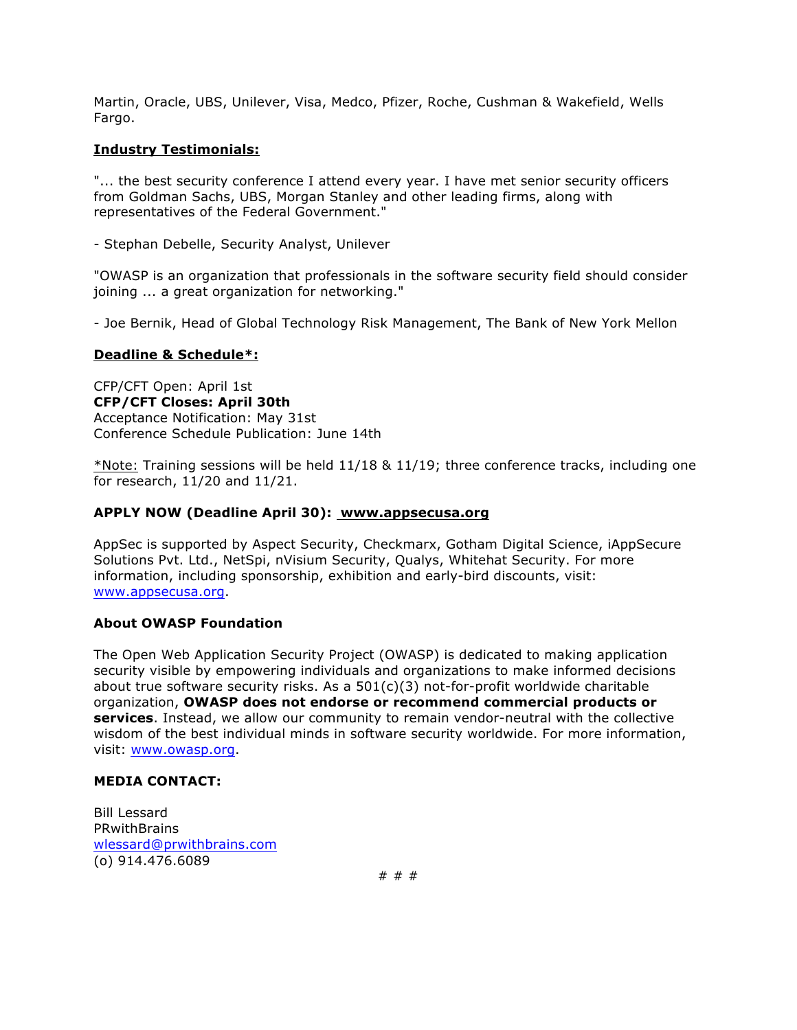Martin, Oracle, UBS, Unilever, Visa, Medco, Pfizer, Roche, Cushman & Wakefield, Wells Fargo.

**Industry Testimonials:**

"... the best security conference I attend every year. I have met senior security officers from Goldman Sachs, UBS, Morgan Stanley and other leading firms, along with representatives of the Federal Government."

- Stephan Debelle, Security Analyst, Unilever

"OWASP is an organization that professionals in the software security field should consider joining ... a great organization for networking."

- Joe Bernik, Head of Global Technology Risk Management, The Bank of New York Mellon

**Deadline & Schedule*:**

CFP/CFT Open: April 1st
**CFP/CFT Closes: April 30th**
Acceptance Notification: May 31st
Conference Schedule Publication: June 14th

*Note: Training sessions will be held 11/18 & 11/19; three conference tracks, including one for research, 11/20 and 11/21.

**APPLY NOW (Deadline April 30): www.appsecusa.org**

AppSec is supported by Aspect Security, Checkmarx, Gotham Digital Science, iAppSecure Solutions Pvt. Ltd., NetSpi, nVisium Security, Qualys, Whitehat Security. For more information, including sponsorship, exhibition and early-bird discounts, visit: www.appsecusa.org.

**About OWASP Foundation**

The Open Web Application Security Project (OWASP) is dedicated to making application security visible by empowering individuals and organizations to make informed decisions about true software security risks. As a 501(c)(3) not-for-profit worldwide charitable organization, **OWASP does not endorse or recommend commercial products or services**. Instead, we allow our community to remain vendor-neutral with the collective wisdom of the best individual minds in software security worldwide. For more information, visit: www.owasp.org.

**MEDIA CONTACT:**

Bill Lessard
PRwithBrains
wlessard@prwithbrains.com
(o) 914.476.6089

# # #